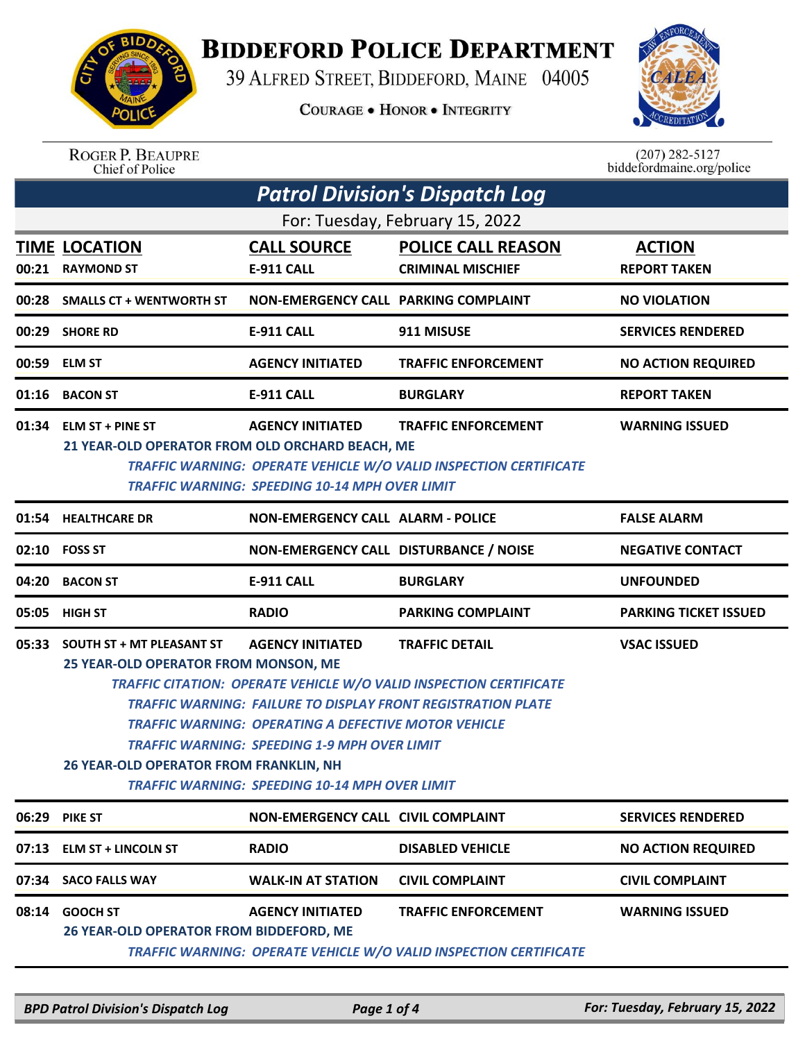# BIDDEFORD POLICE DEPARTMENT

39 ALFRED STREET, BIDDEFORD, MAINE 04005

COURAGE • HONOR • INTEGRITY

ROGER P. BEAUPRE
Chief of Police

(207) 282-5127
biddefordmaine.org/police

## Patrol Division's Dispatch Log

For: Tuesday, February 15, 2022

| TIME | LOCATION | CALL SOURCE | POLICE CALL REASON | ACTION |
|---|---|---|---|---|
| 00:21 | RAYMOND ST | E-911 CALL | CRIMINAL MISCHIEF | REPORT TAKEN |
| 00:28 | SMALLS CT + WENTWORTH ST | NON-EMERGENCY CALL | PARKING COMPLAINT | NO VIOLATION |
| 00:29 | SHORE RD | E-911 CALL | 911 MISUSE | SERVICES RENDERED |
| 00:59 | ELM ST | AGENCY INITIATED | TRAFFIC ENFORCEMENT | NO ACTION REQUIRED |
| 01:16 | BACON ST | E-911 CALL | BURGLARY | REPORT TAKEN |
| 01:34 | ELM ST + PINE ST | AGENCY INITIATED | TRAFFIC ENFORCEMENT | WARNING ISSUED |

21 YEAR-OLD OPERATOR FROM OLD ORCHARD BEACH, ME

*TRAFFIC WARNING: OPERATE VEHICLE W/O VALID INSPECTION CERTIFICATE*
*TRAFFIC WARNING: SPEEDING 10-14 MPH OVER LIMIT*

| TIME | LOCATION | CALL SOURCE | POLICE CALL REASON | ACTION |
|---|---|---|---|---|
| 01:54 | HEALTHCARE DR | NON-EMERGENCY CALL | ALARM - POLICE | FALSE ALARM |
| 02:10 | FOSS ST | NON-EMERGENCY CALL | DISTURBANCE / NOISE | NEGATIVE CONTACT |
| 04:20 | BACON ST | E-911 CALL | BURGLARY | UNFOUNDED |
| 05:05 | HIGH ST | RADIO | PARKING COMPLAINT | PARKING TICKET ISSUED |
| 05:33 | SOUTH ST + MT PLEASANT ST | AGENCY INITIATED | TRAFFIC DETAIL | VSAC ISSUED |

25 YEAR-OLD OPERATOR FROM MONSON, ME

*TRAFFIC CITATION: OPERATE VEHICLE W/O VALID INSPECTION CERTIFICATE*
*TRAFFIC WARNING: FAILURE TO DISPLAY FRONT REGISTRATION PLATE*
*TRAFFIC WARNING: OPERATING A DEFECTIVE MOTOR VEHICLE*
*TRAFFIC WARNING: SPEEDING 1-9 MPH OVER LIMIT*

26 YEAR-OLD OPERATOR FROM FRANKLIN, NH

*TRAFFIC WARNING: SPEEDING 10-14 MPH OVER LIMIT*

| TIME | LOCATION | CALL SOURCE | POLICE CALL REASON | ACTION |
|---|---|---|---|---|
| 06:29 | PIKE ST | NON-EMERGENCY CALL | CIVIL COMPLAINT | SERVICES RENDERED |
| 07:13 | ELM ST + LINCOLN ST | RADIO | DISABLED VEHICLE | NO ACTION REQUIRED |
| 07:34 | SACO FALLS WAY | WALK-IN AT STATION | CIVIL COMPLAINT | CIVIL COMPLAINT |
| 08:14 | GOOCH ST | AGENCY INITIATED | TRAFFIC ENFORCEMENT | WARNING ISSUED |

26 YEAR-OLD OPERATOR FROM BIDDEFORD, ME

*TRAFFIC WARNING: OPERATE VEHICLE W/O VALID INSPECTION CERTIFICATE*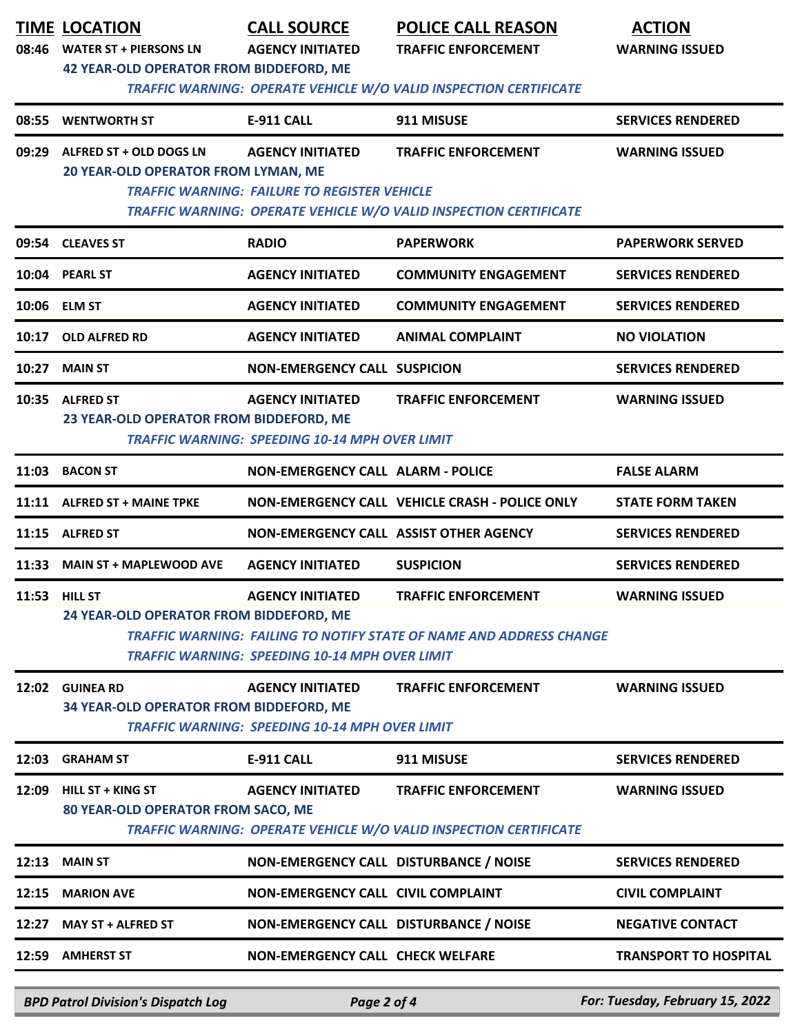| TIME | LOCATION | CALL SOURCE | POLICE CALL REASON | ACTION |
|---|---|---|---|---|
| 08:46 | WATER ST + PIERSONS LN | AGENCY INITIATED | TRAFFIC ENFORCEMENT | WARNING ISSUED |
| | 42 YEAR-OLD OPERATOR FROM BIDDEFORD, ME | | | |
| | *TRAFFIC WARNING: OPERATE VEHICLE W/O VALID INSPECTION CERTIFICATE* | | | |
| 08:55 | WENTWORTH ST | E-911 CALL | 911 MISUSE | SERVICES RENDERED |
| 09:29 | ALFRED ST + OLD DOGS LN | AGENCY INITIATED | TRAFFIC ENFORCEMENT | WARNING ISSUED |
| | 20 YEAR-OLD OPERATOR FROM LYMAN, ME | | | |
| | *TRAFFIC WARNING: FAILURE TO REGISTER VEHICLE* | | | |
| | *TRAFFIC WARNING: OPERATE VEHICLE W/O VALID INSPECTION CERTIFICATE* | | | |
| 09:54 | CLEAVES ST | RADIO | PAPERWORK | PAPERWORK SERVED |
| 10:04 | PEARL ST | AGENCY INITIATED | COMMUNITY ENGAGEMENT | SERVICES RENDERED |
| 10:06 | ELM ST | AGENCY INITIATED | COMMUNITY ENGAGEMENT | SERVICES RENDERED |
| 10:17 | OLD ALFRED RD | AGENCY INITIATED | ANIMAL COMPLAINT | NO VIOLATION |
| 10:27 | MAIN ST | NON-EMERGENCY CALL | SUSPICION | SERVICES RENDERED |
| 10:35 | ALFRED ST | AGENCY INITIATED | TRAFFIC ENFORCEMENT | WARNING ISSUED |
| | 23 YEAR-OLD OPERATOR FROM BIDDEFORD, ME | | | |
| | *TRAFFIC WARNING: SPEEDING 10-14 MPH OVER LIMIT* | | | |
| 11:03 | BACON ST | NON-EMERGENCY CALL | ALARM - POLICE | FALSE ALARM |
| 11:11 | ALFRED ST + MAINE TPKE | NON-EMERGENCY CALL | VEHICLE CRASH - POLICE ONLY | STATE FORM TAKEN |
| 11:15 | ALFRED ST | NON-EMERGENCY CALL | ASSIST OTHER AGENCY | SERVICES RENDERED |
| 11:33 | MAIN ST + MAPLEWOOD AVE | AGENCY INITIATED | SUSPICION | SERVICES RENDERED |
| 11:53 | HILL ST | AGENCY INITIATED | TRAFFIC ENFORCEMENT | WARNING ISSUED |
| | 24 YEAR-OLD OPERATOR FROM BIDDEFORD, ME | | | |
| | *TRAFFIC WARNING: FAILING TO NOTIFY STATE OF NAME AND ADDRESS CHANGE* | | | |
| | *TRAFFIC WARNING: SPEEDING 10-14 MPH OVER LIMIT* | | | |
| 12:02 | GUINEA RD | AGENCY INITIATED | TRAFFIC ENFORCEMENT | WARNING ISSUED |
| | 34 YEAR-OLD OPERATOR FROM BIDDEFORD, ME | | | |
| | *TRAFFIC WARNING: SPEEDING 10-14 MPH OVER LIMIT* | | | |
| 12:03 | GRAHAM ST | E-911 CALL | 911 MISUSE | SERVICES RENDERED |
| 12:09 | HILL ST + KING ST | AGENCY INITIATED | TRAFFIC ENFORCEMENT | WARNING ISSUED |
| | 80 YEAR-OLD OPERATOR FROM SACO, ME | | | |
| | *TRAFFIC WARNING: OPERATE VEHICLE W/O VALID INSPECTION CERTIFICATE* | | | |
| 12:13 | MAIN ST | NON-EMERGENCY CALL | DISTURBANCE / NOISE | SERVICES RENDERED |
| 12:15 | MARION AVE | NON-EMERGENCY CALL | CIVIL COMPLAINT | CIVIL COMPLAINT |
| 12:27 | MAY ST + ALFRED ST | NON-EMERGENCY CALL | DISTURBANCE / NOISE | NEGATIVE CONTACT |
| 12:59 | AMHERST ST | NON-EMERGENCY CALL | CHECK WELFARE | TRANSPORT TO HOSPITAL |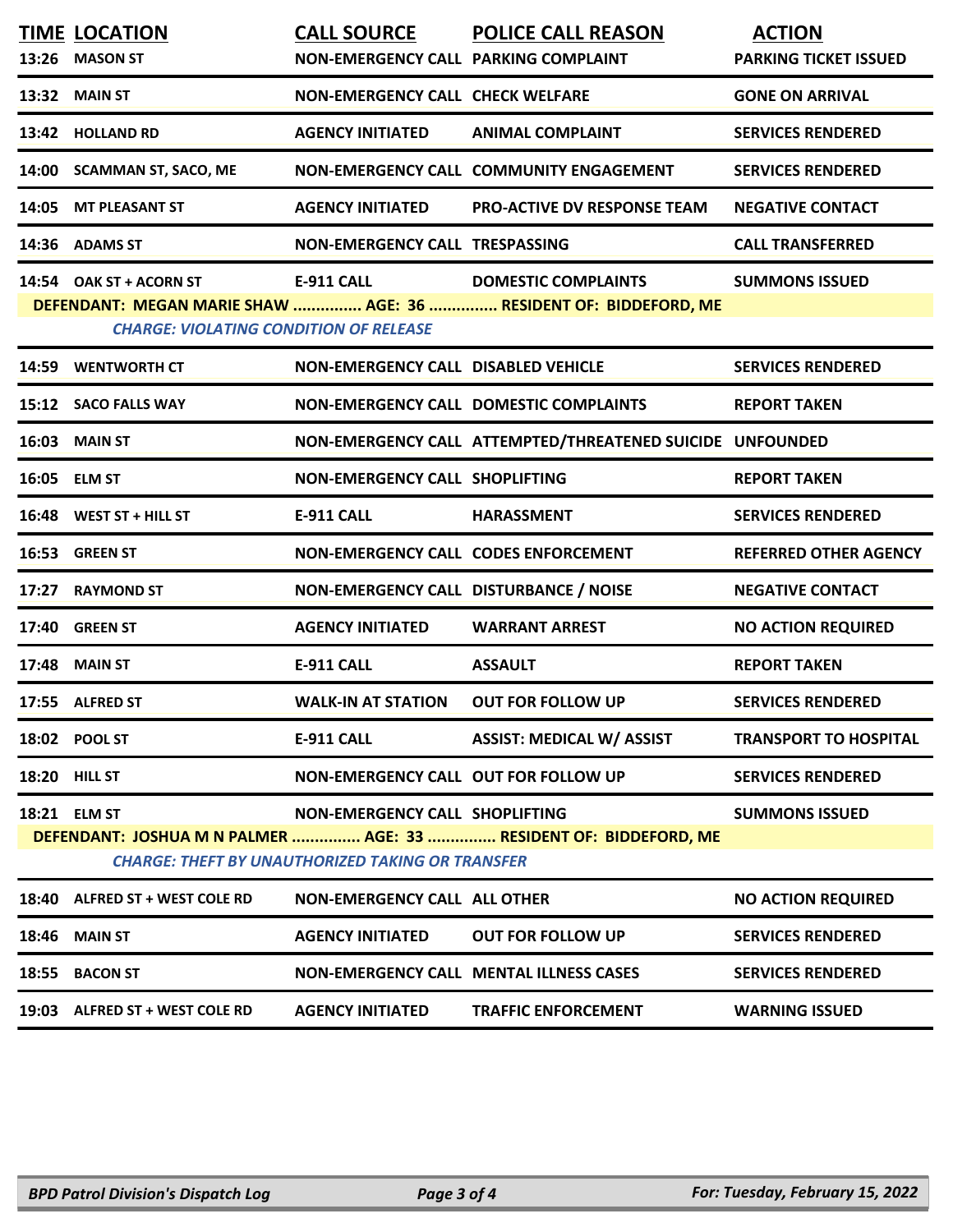| TIME | LOCATION | CALL SOURCE | POLICE CALL REASON | ACTION |
|---|---|---|---|---|
| 13:26 | MASON ST | NON-EMERGENCY CALL | PARKING COMPLAINT | PARKING TICKET ISSUED |
| 13:32 | MAIN ST | NON-EMERGENCY CALL | CHECK WELFARE | GONE ON ARRIVAL |
| 13:42 | HOLLAND RD | AGENCY INITIATED | ANIMAL COMPLAINT | SERVICES RENDERED |
| 14:00 | SCAMMAN ST, SACO, ME | NON-EMERGENCY CALL | COMMUNITY ENGAGEMENT | SERVICES RENDERED |
| 14:05 | MT PLEASANT ST | AGENCY INITIATED | PRO-ACTIVE DV RESPONSE TEAM | NEGATIVE CONTACT |
| 14:36 | ADAMS ST | NON-EMERGENCY CALL | TRESPASSING | CALL TRANSFERRED |
| 14:54 | OAK ST + ACORN ST | E-911 CALL | DOMESTIC COMPLAINTS | SUMMONS ISSUED |
| | DEFENDANT: MEGAN MARIE SHAW ............... AGE: 36 ............... RESIDENT OF: BIDDEFORD, ME | | | |
| | CHARGE: VIOLATING CONDITION OF RELEASE | | | |
| 14:59 | WENTWORTH CT | NON-EMERGENCY CALL | DISABLED VEHICLE | SERVICES RENDERED |
| 15:12 | SACO FALLS WAY | NON-EMERGENCY CALL | DOMESTIC COMPLAINTS | REPORT TAKEN |
| 16:03 | MAIN ST | NON-EMERGENCY CALL | ATTEMPTED/THREATENED SUICIDE | UNFOUNDED |
| 16:05 | ELM ST | NON-EMERGENCY CALL | SHOPLIFTING | REPORT TAKEN |
| 16:48 | WEST ST + HILL ST | E-911 CALL | HARASSMENT | SERVICES RENDERED |
| 16:53 | GREEN ST | NON-EMERGENCY CALL | CODES ENFORCEMENT | REFERRED OTHER AGENCY |
| 17:27 | RAYMOND ST | NON-EMERGENCY CALL | DISTURBANCE / NOISE | NEGATIVE CONTACT |
| 17:40 | GREEN ST | AGENCY INITIATED | WARRANT ARREST | NO ACTION REQUIRED |
| 17:48 | MAIN ST | E-911 CALL | ASSAULT | REPORT TAKEN |
| 17:55 | ALFRED ST | WALK-IN AT STATION | OUT FOR FOLLOW UP | SERVICES RENDERED |
| 18:02 | POOL ST | E-911 CALL | ASSIST: MEDICAL W/ ASSIST | TRANSPORT TO HOSPITAL |
| 18:20 | HILL ST | NON-EMERGENCY CALL | OUT FOR FOLLOW UP | SERVICES RENDERED |
| 18:21 | ELM ST | NON-EMERGENCY CALL | SHOPLIFTING | SUMMONS ISSUED |
| | DEFENDANT: JOSHUA M N PALMER ............... AGE: 33 ............... RESIDENT OF: BIDDEFORD, ME | | | |
| | CHARGE: THEFT BY UNAUTHORIZED TAKING OR TRANSFER | | | |
| 18:40 | ALFRED ST + WEST COLE RD | NON-EMERGENCY CALL | ALL OTHER | NO ACTION REQUIRED |
| 18:46 | MAIN ST | AGENCY INITIATED | OUT FOR FOLLOW UP | SERVICES RENDERED |
| 18:55 | BACON ST | NON-EMERGENCY CALL | MENTAL ILLNESS CASES | SERVICES RENDERED |
| 19:03 | ALFRED ST + WEST COLE RD | AGENCY INITIATED | TRAFFIC ENFORCEMENT | WARNING ISSUED |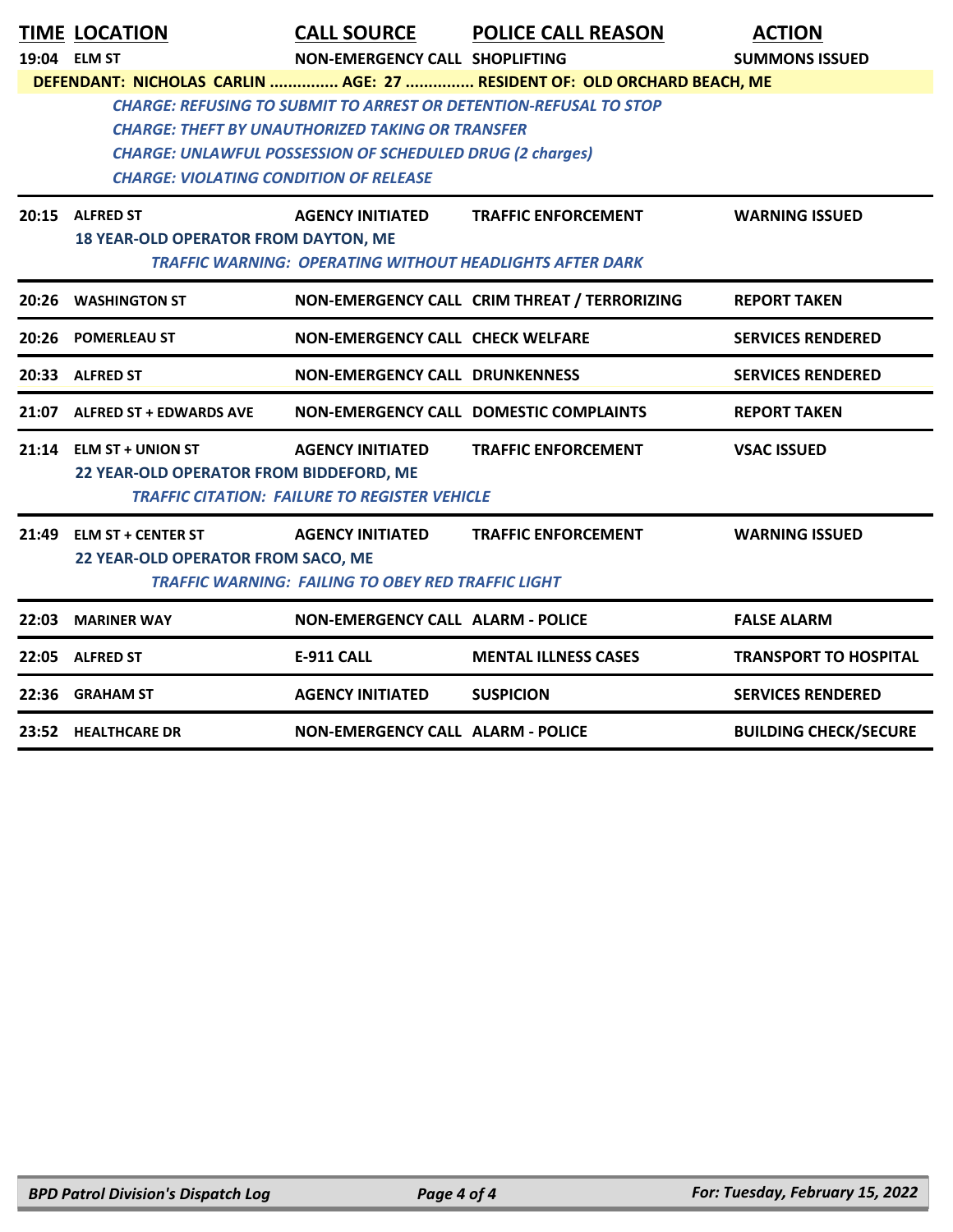| TIME | LOCATION | CALL SOURCE | POLICE CALL REASON | ACTION |
|---|---|---|---|---|
| 19:04 | ELM ST | NON-EMERGENCY CALL | SHOPLIFTING | SUMMONS ISSUED |
| | DEFENDANT: NICHOLAS CARLIN ............... AGE: 27 ............... RESIDENT OF: OLD ORCHARD BEACH, ME | | | |
| | CHARGE: REFUSING TO SUBMIT TO ARREST OR DETENTION-REFUSAL TO STOP | | | |
| | CHARGE: THEFT BY UNAUTHORIZED TAKING OR TRANSFER | | | |
| | CHARGE: UNLAWFUL POSSESSION OF SCHEDULED DRUG (2 charges) | | | |
| | CHARGE: VIOLATING CONDITION OF RELEASE | | | |
| 20:15 | ALFRED ST | AGENCY INITIATED | TRAFFIC ENFORCEMENT | WARNING ISSUED |
| | 18 YEAR-OLD OPERATOR FROM DAYTON, ME | | | |
| | TRAFFIC WARNING: OPERATING WITHOUT HEADLIGHTS AFTER DARK | | | |
| 20:26 | WASHINGTON ST | NON-EMERGENCY CALL | CRIM THREAT / TERRORIZING | REPORT TAKEN |
| 20:26 | POMERLEAU ST | NON-EMERGENCY CALL | CHECK WELFARE | SERVICES RENDERED |
| 20:33 | ALFRED ST | NON-EMERGENCY CALL | DRUNKENNESS | SERVICES RENDERED |
| 21:07 | ALFRED ST + EDWARDS AVE | NON-EMERGENCY CALL | DOMESTIC COMPLAINTS | REPORT TAKEN |
| 21:14 | ELM ST + UNION ST | AGENCY INITIATED | TRAFFIC ENFORCEMENT | VSAC ISSUED |
| | 22 YEAR-OLD OPERATOR FROM BIDDEFORD, ME | | | |
| | TRAFFIC CITATION: FAILURE TO REGISTER VEHICLE | | | |
| 21:49 | ELM ST + CENTER ST | AGENCY INITIATED | TRAFFIC ENFORCEMENT | WARNING ISSUED |
| | 22 YEAR-OLD OPERATOR FROM SACO, ME | | | |
| | TRAFFIC WARNING: FAILING TO OBEY RED TRAFFIC LIGHT | | | |
| 22:03 | MARINER WAY | NON-EMERGENCY CALL | ALARM - POLICE | FALSE ALARM |
| 22:05 | ALFRED ST | E-911 CALL | MENTAL ILLNESS CASES | TRANSPORT TO HOSPITAL |
| 22:36 | GRAHAM ST | AGENCY INITIATED | SUSPICION | SERVICES RENDERED |
| 23:52 | HEALTHCARE DR | NON-EMERGENCY CALL | ALARM - POLICE | BUILDING CHECK/SECURE |